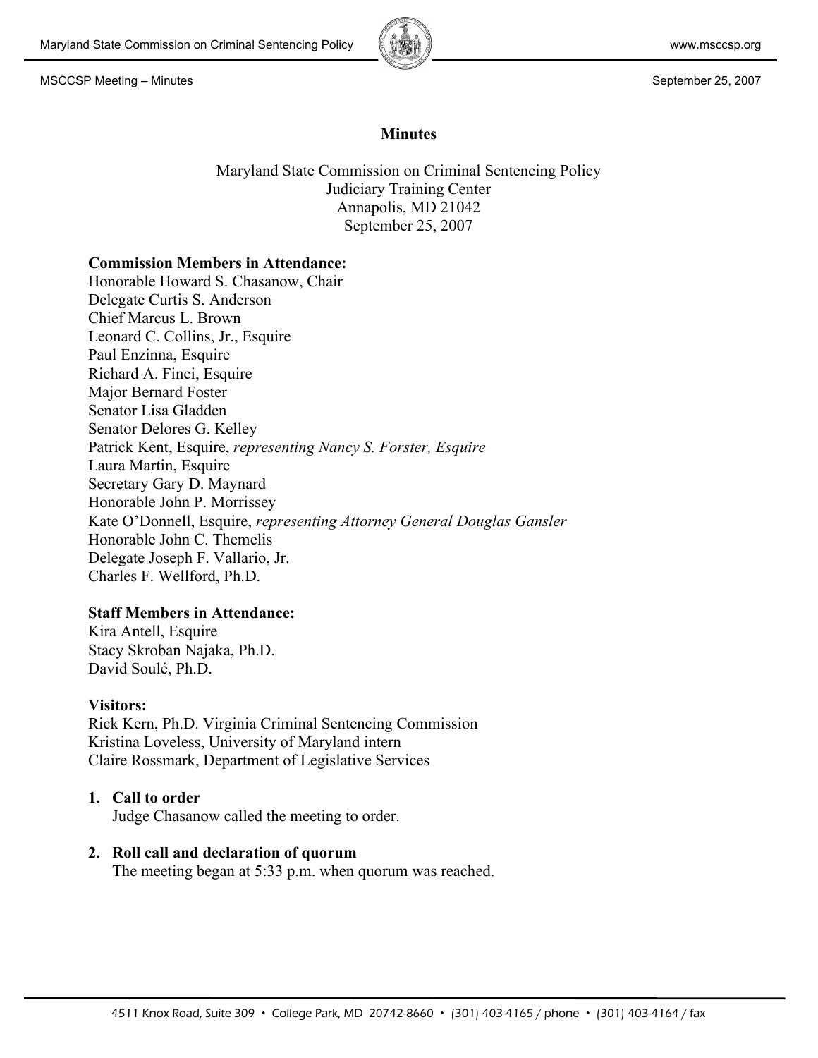# Minutes

Maryland State Commission on Criminal Sentencing Policy
Judiciary Training Center
Annapolis, MD 21042
September 25, 2007

**Commission Members in Attendance:**
Honorable Howard S. Chasanow, Chair
Delegate Curtis S. Anderson
Chief Marcus L. Brown
Leonard C. Collins, Jr., Esquire
Paul Enzinna, Esquire
Richard A. Finci, Esquire
Major Bernard Foster
Senator Lisa Gladden
Senator Delores G. Kelley
Patrick Kent, Esquire, *representing Nancy S. Forster, Esquire*
Laura Martin, Esquire
Secretary Gary D. Maynard
Honorable John P. Morrissey
Kate O'Donnell, Esquire, *representing Attorney General Douglas Gansler*
Honorable John C. Themelis
Delegate Joseph F. Vallario, Jr.
Charles F. Wellford, Ph.D.

**Staff Members in Attendance:**
Kira Antell, Esquire
Stacy Skroban Najaka, Ph.D.
David Soulé, Ph.D.

**Visitors:**
Rick Kern, Ph.D. Virginia Criminal Sentencing Commission
Kristina Loveless, University of Maryland intern
Claire Rossmark, Department of Legislative Services

1. **Call to order**
   Judge Chasanow called the meeting to order.

2. **Roll call and declaration of quorum**
   The meeting began at 5:33 p.m. when quorum was reached.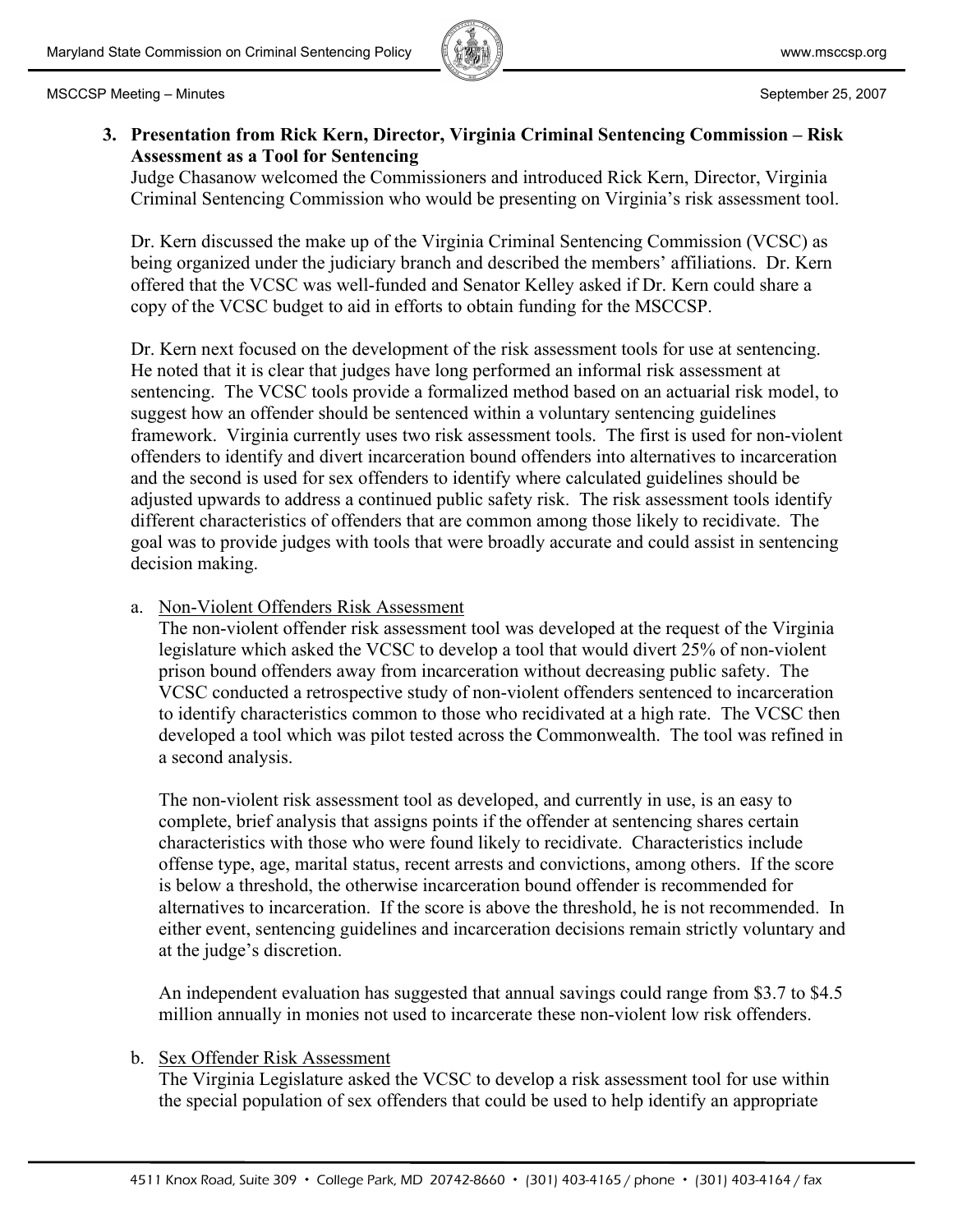**3. Presentation from Rick Kern, Director, Virginia Criminal Sentencing Commission – Risk Assessment as a Tool for Sentencing**

Judge Chasanow welcomed the Commissioners and introduced Rick Kern, Director, Virginia Criminal Sentencing Commission who would be presenting on Virginia's risk assessment tool.

Dr. Kern discussed the make up of the Virginia Criminal Sentencing Commission (VCSC) as being organized under the judiciary branch and described the members' affiliations. Dr. Kern offered that the VCSC was well-funded and Senator Kelley asked if Dr. Kern could share a copy of the VCSC budget to aid in efforts to obtain funding for the MSCCSP.

Dr. Kern next focused on the development of the risk assessment tools for use at sentencing. He noted that it is clear that judges have long performed an informal risk assessment at sentencing. The VCSC tools provide a formalized method based on an actuarial risk model, to suggest how an offender should be sentenced within a voluntary sentencing guidelines framework. Virginia currently uses two risk assessment tools. The first is used for non-violent offenders to identify and divert incarceration bound offenders into alternatives to incarceration and the second is used for sex offenders to identify where calculated guidelines should be adjusted upwards to address a continued public safety risk. The risk assessment tools identify different characteristics of offenders that are common among those likely to recidivate. The goal was to provide judges with tools that were broadly accurate and could assist in sentencing decision making.

a. Non-Violent Offenders Risk Assessment

The non-violent offender risk assessment tool was developed at the request of the Virginia legislature which asked the VCSC to develop a tool that would divert 25% of non-violent prison bound offenders away from incarceration without decreasing public safety. The VCSC conducted a retrospective study of non-violent offenders sentenced to incarceration to identify characteristics common to those who recidivated at a high rate. The VCSC then developed a tool which was pilot tested across the Commonwealth. The tool was refined in a second analysis.

The non-violent risk assessment tool as developed, and currently in use, is an easy to complete, brief analysis that assigns points if the offender at sentencing shares certain characteristics with those who were found likely to recidivate. Characteristics include offense type, age, marital status, recent arrests and convictions, among others. If the score is below a threshold, the otherwise incarceration bound offender is recommended for alternatives to incarceration. If the score is above the threshold, he is not recommended. In either event, sentencing guidelines and incarceration decisions remain strictly voluntary and at the judge's discretion.

An independent evaluation has suggested that annual savings could range from \$3.7 to \$4.5 million annually in monies not used to incarcerate these non-violent low risk offenders.

b. Sex Offender Risk Assessment

The Virginia Legislature asked the VCSC to develop a risk assessment tool for use within the special population of sex offenders that could be used to help identify an appropriate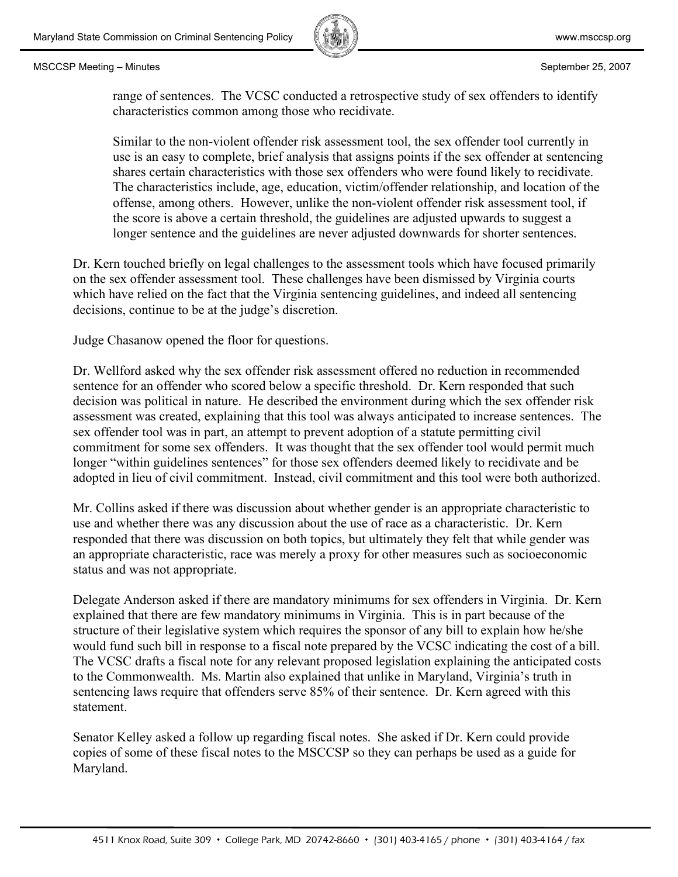range of sentences. The VCSC conducted a retrospective study of sex offenders to identify characteristics common among those who recidivate.

Similar to the non-violent offender risk assessment tool, the sex offender tool currently in use is an easy to complete, brief analysis that assigns points if the sex offender at sentencing shares certain characteristics with those sex offenders who were found likely to recidivate. The characteristics include, age, education, victim/offender relationship, and location of the offense, among others. However, unlike the non-violent offender risk assessment tool, if the score is above a certain threshold, the guidelines are adjusted upwards to suggest a longer sentence and the guidelines are never adjusted downwards for shorter sentences.

Dr. Kern touched briefly on legal challenges to the assessment tools which have focused primarily on the sex offender assessment tool. These challenges have been dismissed by Virginia courts which have relied on the fact that the Virginia sentencing guidelines, and indeed all sentencing decisions, continue to be at the judge's discretion.

Judge Chasanow opened the floor for questions.

Dr. Wellford asked why the sex offender risk assessment offered no reduction in recommended sentence for an offender who scored below a specific threshold. Dr. Kern responded that such decision was political in nature. He described the environment during which the sex offender risk assessment was created, explaining that this tool was always anticipated to increase sentences. The sex offender tool was in part, an attempt to prevent adoption of a statute permitting civil commitment for some sex offenders. It was thought that the sex offender tool would permit much longer "within guidelines sentences" for those sex offenders deemed likely to recidivate and be adopted in lieu of civil commitment. Instead, civil commitment and this tool were both authorized.

Mr. Collins asked if there was discussion about whether gender is an appropriate characteristic to use and whether there was any discussion about the use of race as a characteristic. Dr. Kern responded that there was discussion on both topics, but ultimately they felt that while gender was an appropriate characteristic, race was merely a proxy for other measures such as socioeconomic status and was not appropriate.

Delegate Anderson asked if there are mandatory minimums for sex offenders in Virginia. Dr. Kern explained that there are few mandatory minimums in Virginia. This is in part because of the structure of their legislative system which requires the sponsor of any bill to explain how he/she would fund such bill in response to a fiscal note prepared by the VCSC indicating the cost of a bill. The VCSC drafts a fiscal note for any relevant proposed legislation explaining the anticipated costs to the Commonwealth. Ms. Martin also explained that unlike in Maryland, Virginia's truth in sentencing laws require that offenders serve 85% of their sentence. Dr. Kern agreed with this statement.

Senator Kelley asked a follow up regarding fiscal notes. She asked if Dr. Kern could provide copies of some of these fiscal notes to the MSCCSP so they can perhaps be used as a guide for Maryland.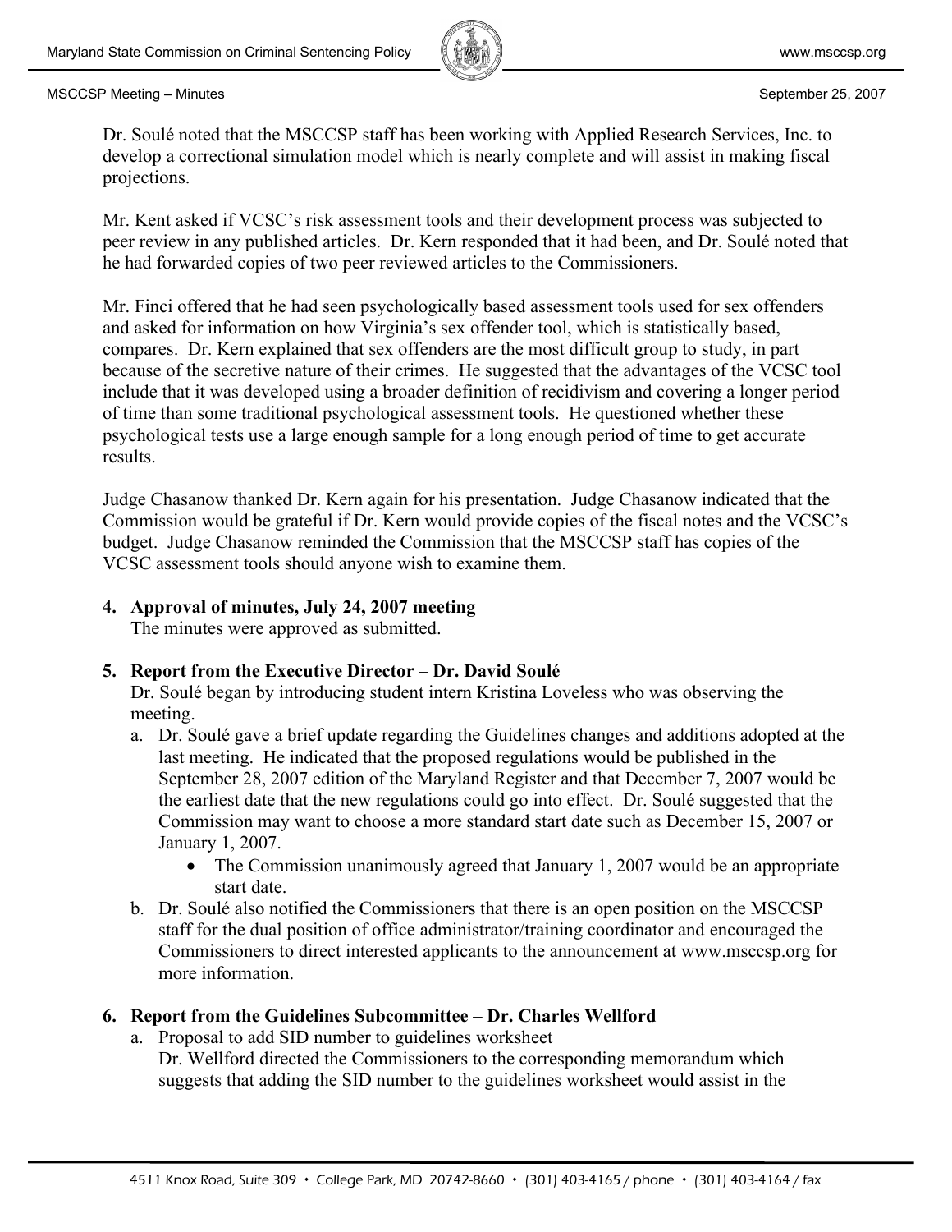Dr. Soulé noted that the MSCCSP staff has been working with Applied Research Services, Inc. to develop a correctional simulation model which is nearly complete and will assist in making fiscal projections.

Mr. Kent asked if VCSC's risk assessment tools and their development process was subjected to peer review in any published articles. Dr. Kern responded that it had been, and Dr. Soulé noted that he had forwarded copies of two peer reviewed articles to the Commissioners.

Mr. Finci offered that he had seen psychologically based assessment tools used for sex offenders and asked for information on how Virginia's sex offender tool, which is statistically based, compares. Dr. Kern explained that sex offenders are the most difficult group to study, in part because of the secretive nature of their crimes. He suggested that the advantages of the VCSC tool include that it was developed using a broader definition of recidivism and covering a longer period of time than some traditional psychological assessment tools. He questioned whether these psychological tests use a large enough sample for a long enough period of time to get accurate results.

Judge Chasanow thanked Dr. Kern again for his presentation. Judge Chasanow indicated that the Commission would be grateful if Dr. Kern would provide copies of the fiscal notes and the VCSC's budget. Judge Chasanow reminded the Commission that the MSCCSP staff has copies of the VCSC assessment tools should anyone wish to examine them.

4. **Approval of minutes, July 24, 2007 meeting**
   The minutes were approved as submitted.

5. **Report from the Executive Director – Dr. David Soulé**
   Dr. Soulé began by introducing student intern Kristina Loveless who was observing the meeting.
   a. Dr. Soulé gave a brief update regarding the Guidelines changes and additions adopted at the last meeting. He indicated that the proposed regulations would be published in the September 28, 2007 edition of the Maryland Register and that December 7, 2007 would be the earliest date that the new regulations could go into effect. Dr. Soulé suggested that the Commission may want to choose a more standard start date such as December 15, 2007 or January 1, 2007.
      - The Commission unanimously agreed that January 1, 2007 would be an appropriate start date.
   b. Dr. Soulé also notified the Commissioners that there is an open position on the MSCCSP staff for the dual position of office administrator/training coordinator and encouraged the Commissioners to direct interested applicants to the announcement at www.msccsp.org for more information.

6. **Report from the Guidelines Subcommittee – Dr. Charles Wellford**
   a. Proposal to add SID number to guidelines worksheet
      Dr. Wellford directed the Commissioners to the corresponding memorandum which suggests that adding the SID number to the guidelines worksheet would assist in the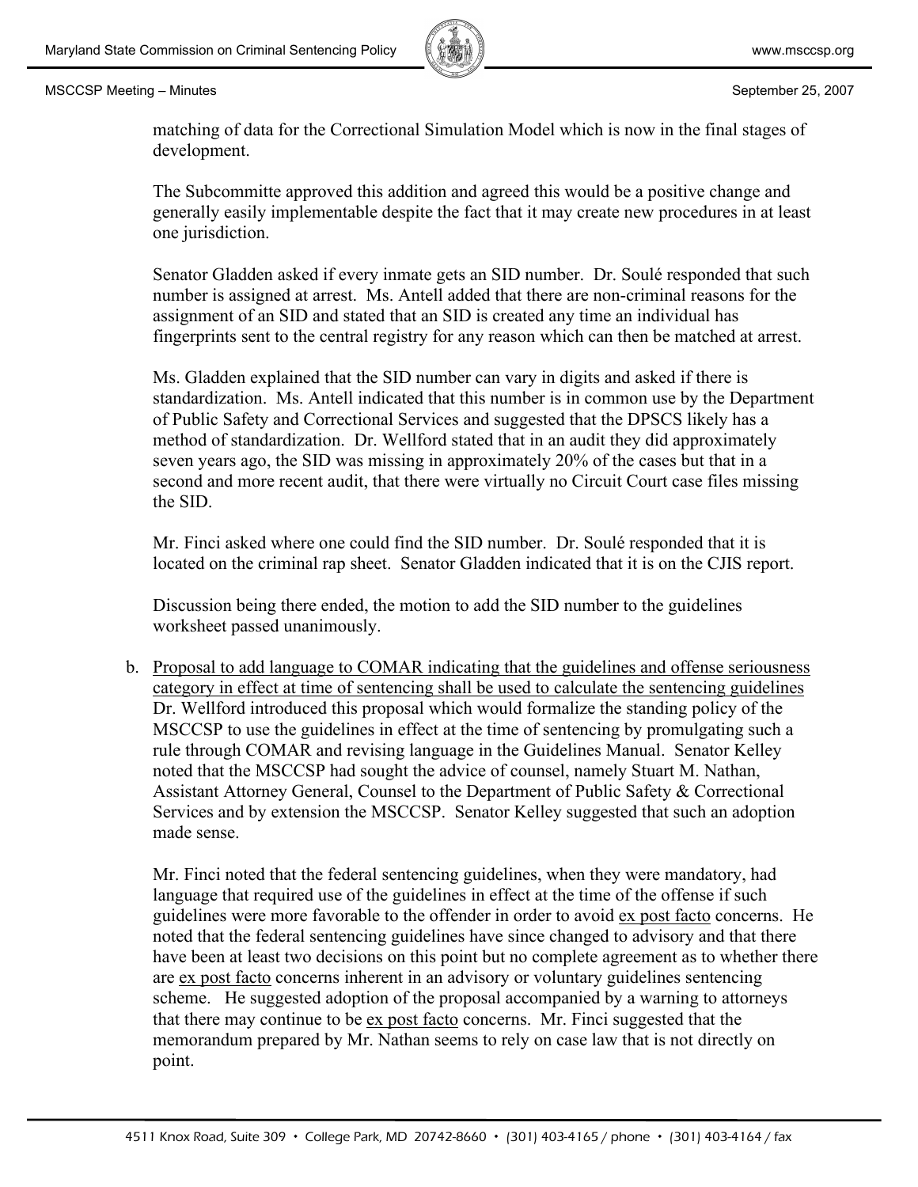matching of data for the Correctional Simulation Model which is now in the final stages of development.

The Subcommitte approved this addition and agreed this would be a positive change and generally easily implementable despite the fact that it may create new procedures in at least one jurisdiction.

Senator Gladden asked if every inmate gets an SID number. Dr. Soulé responded that such number is assigned at arrest. Ms. Antell added that there are non-criminal reasons for the assignment of an SID and stated that an SID is created any time an individual has fingerprints sent to the central registry for any reason which can then be matched at arrest.

Ms. Gladden explained that the SID number can vary in digits and asked if there is standardization. Ms. Antell indicated that this number is in common use by the Department of Public Safety and Correctional Services and suggested that the DPSCS likely has a method of standardization. Dr. Wellford stated that in an audit they did approximately seven years ago, the SID was missing in approximately 20% of the cases but that in a second and more recent audit, that there were virtually no Circuit Court case files missing the SID.

Mr. Finci asked where one could find the SID number. Dr. Soulé responded that it is located on the criminal rap sheet. Senator Gladden indicated that it is on the CJIS report.

Discussion being there ended, the motion to add the SID number to the guidelines worksheet passed unanimously.

b. Proposal to add language to COMAR indicating that the guidelines and offense seriousness category in effect at time of sentencing shall be used to calculate the sentencing guidelines
Dr. Wellford introduced this proposal which would formalize the standing policy of the MSCCSP to use the guidelines in effect at the time of sentencing by promulgating such a rule through COMAR and revising language in the Guidelines Manual. Senator Kelley noted that the MSCCSP had sought the advice of counsel, namely Stuart M. Nathan, Assistant Attorney General, Counsel to the Department of Public Safety & Correctional Services and by extension the MSCCSP. Senator Kelley suggested that such an adoption made sense.

Mr. Finci noted that the federal sentencing guidelines, when they were mandatory, had language that required use of the guidelines in effect at the time of the offense if such guidelines were more favorable to the offender in order to avoid ex post facto concerns. He noted that the federal sentencing guidelines have since changed to advisory and that there have been at least two decisions on this point but no complete agreement as to whether there are ex post facto concerns inherent in an advisory or voluntary guidelines sentencing scheme. He suggested adoption of the proposal accompanied by a warning to attorneys that there may continue to be ex post facto concerns. Mr. Finci suggested that the memorandum prepared by Mr. Nathan seems to rely on case law that is not directly on point.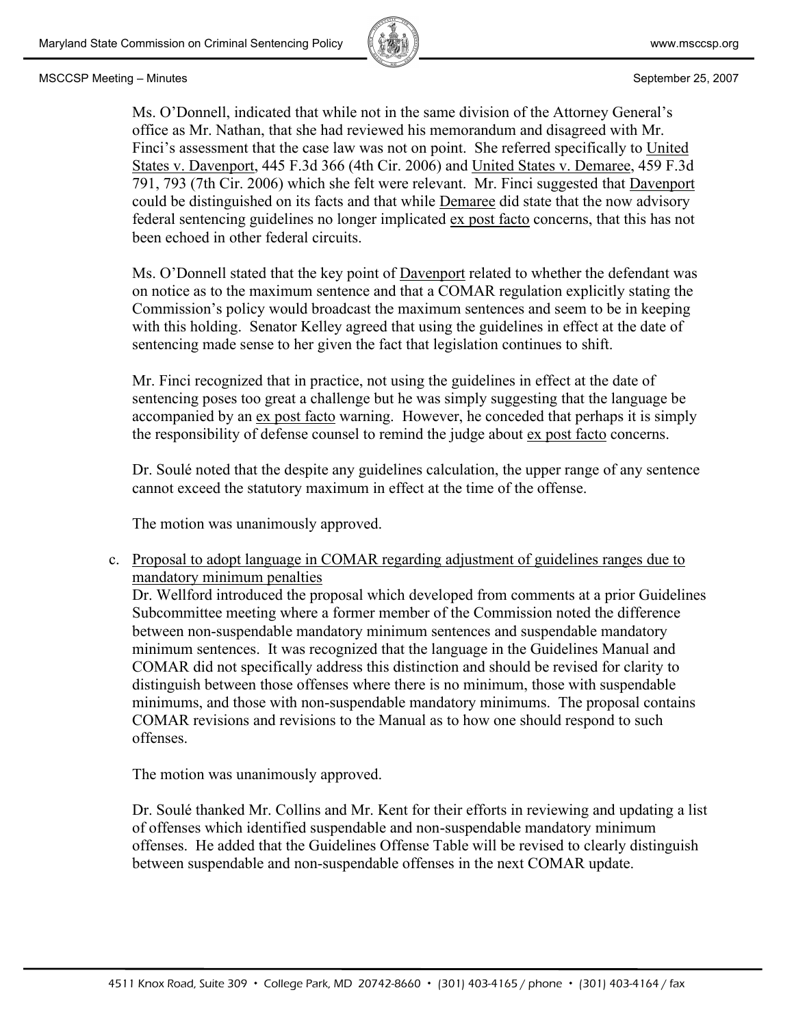Ms. O'Donnell, indicated that while not in the same division of the Attorney General's office as Mr. Nathan, that she had reviewed his memorandum and disagreed with Mr. Finci's assessment that the case law was not on point. She referred specifically to United States v. Davenport, 445 F.3d 366 (4th Cir. 2006) and United States v. Demaree, 459 F.3d 791, 793 (7th Cir. 2006) which she felt were relevant. Mr. Finci suggested that Davenport could be distinguished on its facts and that while Demaree did state that the now advisory federal sentencing guidelines no longer implicated ex post facto concerns, that this has not been echoed in other federal circuits.

Ms. O'Donnell stated that the key point of Davenport related to whether the defendant was on notice as to the maximum sentence and that a COMAR regulation explicitly stating the Commission's policy would broadcast the maximum sentences and seem to be in keeping with this holding. Senator Kelley agreed that using the guidelines in effect at the date of sentencing made sense to her given the fact that legislation continues to shift.

Mr. Finci recognized that in practice, not using the guidelines in effect at the date of sentencing poses too great a challenge but he was simply suggesting that the language be accompanied by an ex post facto warning. However, he conceded that perhaps it is simply the responsibility of defense counsel to remind the judge about ex post facto concerns.

Dr. Soulé noted that the despite any guidelines calculation, the upper range of any sentence cannot exceed the statutory maximum in effect at the time of the offense.

The motion was unanimously approved.

c. Proposal to adopt language in COMAR regarding adjustment of guidelines ranges due to mandatory minimum penalties

Dr. Wellford introduced the proposal which developed from comments at a prior Guidelines Subcommittee meeting where a former member of the Commission noted the difference between non-suspendable mandatory minimum sentences and suspendable mandatory minimum sentences. It was recognized that the language in the Guidelines Manual and COMAR did not specifically address this distinction and should be revised for clarity to distinguish between those offenses where there is no minimum, those with suspendable minimums, and those with non-suspendable mandatory minimums. The proposal contains COMAR revisions and revisions to the Manual as to how one should respond to such offenses.

The motion was unanimously approved.

Dr. Soulé thanked Mr. Collins and Mr. Kent for their efforts in reviewing and updating a list of offenses which identified suspendable and non-suspendable mandatory minimum offenses. He added that the Guidelines Offense Table will be revised to clearly distinguish between suspendable and non-suspendable offenses in the next COMAR update.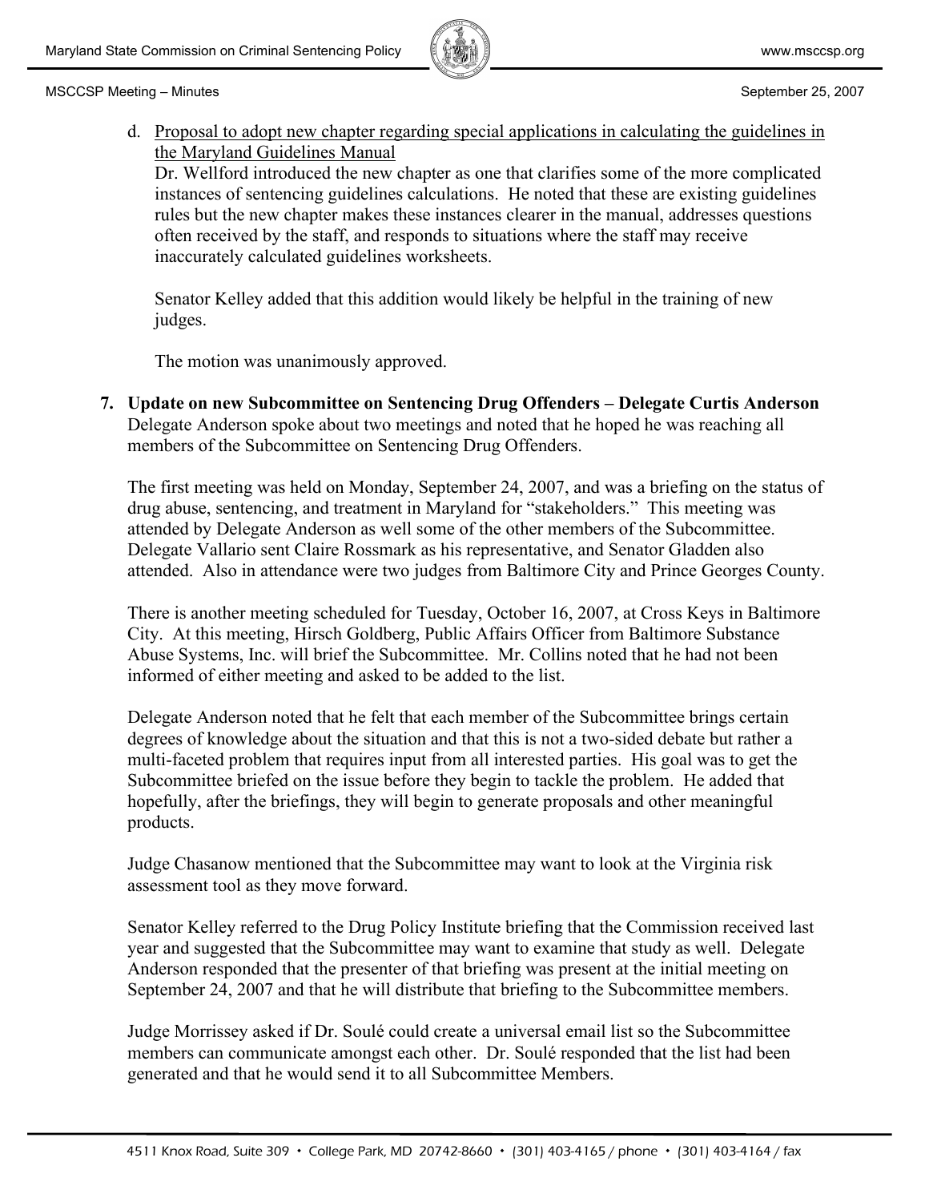d. Proposal to adopt new chapter regarding special applications in calculating the guidelines in the Maryland Guidelines Manual

   Dr. Wellford introduced the new chapter as one that clarifies some of the more complicated instances of sentencing guidelines calculations. He noted that these are existing guidelines rules but the new chapter makes these instances clearer in the manual, addresses questions often received by the staff, and responds to situations where the staff may receive inaccurately calculated guidelines worksheets.

   Senator Kelley added that this addition would likely be helpful in the training of new judges.

   The motion was unanimously approved.

**7. Update on new Subcommittee on Sentencing Drug Offenders – Delegate Curtis Anderson**

Delegate Anderson spoke about two meetings and noted that he hoped he was reaching all members of the Subcommittee on Sentencing Drug Offenders.

The first meeting was held on Monday, September 24, 2007, and was a briefing on the status of drug abuse, sentencing, and treatment in Maryland for "stakeholders." This meeting was attended by Delegate Anderson as well some of the other members of the Subcommittee. Delegate Vallario sent Claire Rossmark as his representative, and Senator Gladden also attended. Also in attendance were two judges from Baltimore City and Prince Georges County.

There is another meeting scheduled for Tuesday, October 16, 2007, at Cross Keys in Baltimore City. At this meeting, Hirsch Goldberg, Public Affairs Officer from Baltimore Substance Abuse Systems, Inc. will brief the Subcommittee. Mr. Collins noted that he had not been informed of either meeting and asked to be added to the list.

Delegate Anderson noted that he felt that each member of the Subcommittee brings certain degrees of knowledge about the situation and that this is not a two-sided debate but rather a multi-faceted problem that requires input from all interested parties. His goal was to get the Subcommittee briefed on the issue before they begin to tackle the problem. He added that hopefully, after the briefings, they will begin to generate proposals and other meaningful products.

Judge Chasanow mentioned that the Subcommittee may want to look at the Virginia risk assessment tool as they move forward.

Senator Kelley referred to the Drug Policy Institute briefing that the Commission received last year and suggested that the Subcommittee may want to examine that study as well. Delegate Anderson responded that the presenter of that briefing was present at the initial meeting on September 24, 2007 and that he will distribute that briefing to the Subcommittee members.

Judge Morrissey asked if Dr. Soulé could create a universal email list so the Subcommittee members can communicate amongst each other. Dr. Soulé responded that the list had been generated and that he would send it to all Subcommittee Members.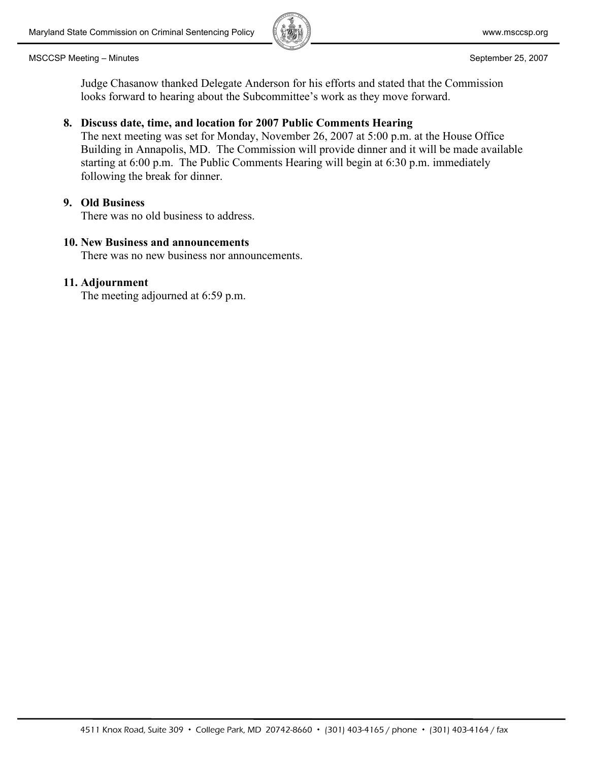Judge Chasanow thanked Delegate Anderson for his efforts and stated that the Commission looks forward to hearing about the Subcommittee's work as they move forward.

**8. Discuss date, time, and location for 2007 Public Comments Hearing**

The next meeting was set for Monday, November 26, 2007 at 5:00 p.m. at the House Office Building in Annapolis, MD. The Commission will provide dinner and it will be made available starting at 6:00 p.m. The Public Comments Hearing will begin at 6:30 p.m. immediately following the break for dinner.

**9. Old Business**

There was no old business to address.

**10. New Business and announcements**

There was no new business nor announcements.

**11. Adjournment**

The meeting adjourned at 6:59 p.m.